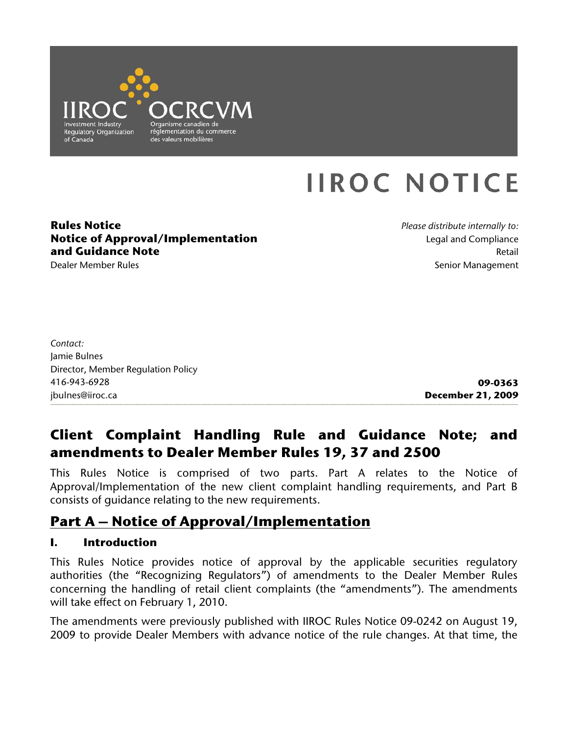IIROC OCRCVM

Investment Industry Regulatory Organization of Canada

Organisme canadien de réglementation du commerce des valeurs mobilières

# IIROC NOTICE

**Rules Notice**
**Notice of Approval/Implementation and Guidance Note**
Dealer Member Rules

*Please distribute internally to:*
Legal and Compliance
Retail
Senior Management

*Contact:*
Jamie Bulnes
Director, Member Regulation Policy
416-943-6928
jbulnes@iiroc.ca

**09-0363**
**December 21, 2009**

# Client Complaint Handling Rule and Guidance Note; and amendments to Dealer Member Rules 19, 37 and 2500

This Rules Notice is comprised of two parts. Part A relates to the Notice of Approval/Implementation of the new client complaint handling requirements, and Part B consists of guidance relating to the new requirements.

## Part A – Notice of Approval/Implementation

### I. Introduction

This Rules Notice provides notice of approval by the applicable securities regulatory authorities (the "Recognizing Regulators") of amendments to the Dealer Member Rules concerning the handling of retail client complaints (the "amendments"). The amendments will take effect on February 1, 2010.

The amendments were previously published with IIROC Rules Notice 09-0242 on August 19, 2009 to provide Dealer Members with advance notice of the rule changes. At that time, the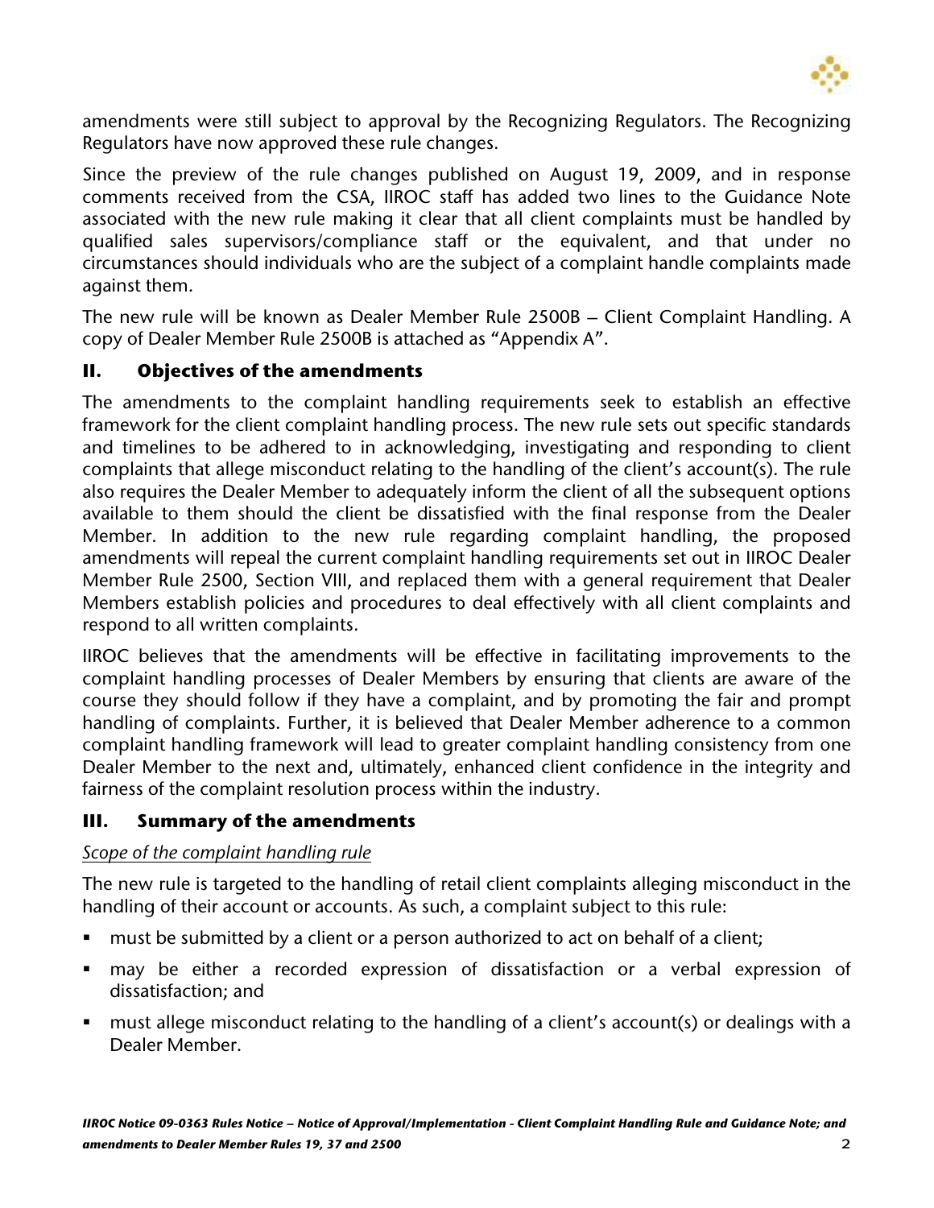amendments were still subject to approval by the Recognizing Regulators. The Recognizing Regulators have now approved these rule changes.

Since the preview of the rule changes published on August 19, 2009, and in response comments received from the CSA, IIROC staff has added two lines to the Guidance Note associated with the new rule making it clear that all client complaints must be handled by qualified sales supervisors/compliance staff or the equivalent, and that under no circumstances should individuals who are the subject of a complaint handle complaints made against them.

The new rule will be known as Dealer Member Rule 2500B – Client Complaint Handling. A copy of Dealer Member Rule 2500B is attached as "Appendix A".

## II. Objectives of the amendments

The amendments to the complaint handling requirements seek to establish an effective framework for the client complaint handling process. The new rule sets out specific standards and timelines to be adhered to in acknowledging, investigating and responding to client complaints that allege misconduct relating to the handling of the client's account(s). The rule also requires the Dealer Member to adequately inform the client of all the subsequent options available to them should the client be dissatisfied with the final response from the Dealer Member. In addition to the new rule regarding complaint handling, the proposed amendments will repeal the current complaint handling requirements set out in IIROC Dealer Member Rule 2500, Section VIII, and replaced them with a general requirement that Dealer Members establish policies and procedures to deal effectively with all client complaints and respond to all written complaints.

IIROC believes that the amendments will be effective in facilitating improvements to the complaint handling processes of Dealer Members by ensuring that clients are aware of the course they should follow if they have a complaint, and by promoting the fair and prompt handling of complaints. Further, it is believed that Dealer Member adherence to a common complaint handling framework will lead to greater complaint handling consistency from one Dealer Member to the next and, ultimately, enhanced client confidence in the integrity and fairness of the complaint resolution process within the industry.

## III. Summary of the amendments

*Scope of the complaint handling rule*

The new rule is targeted to the handling of retail client complaints alleging misconduct in the handling of their account or accounts. As such, a complaint subject to this rule:

- must be submitted by a client or a person authorized to act on behalf of a client;
- may be either a recorded expression of dissatisfaction or a verbal expression of dissatisfaction; and
- must allege misconduct relating to the handling of a client's account(s) or dealings with a Dealer Member.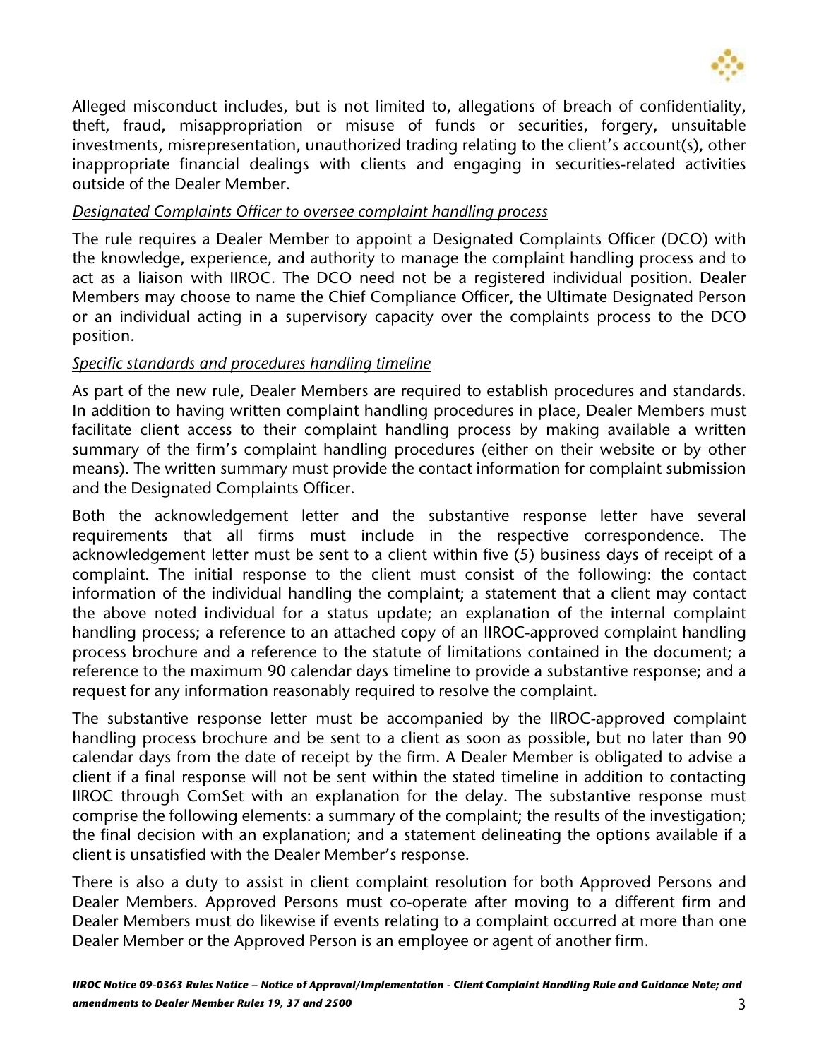Alleged misconduct includes, but is not limited to, allegations of breach of confidentiality, theft, fraud, misappropriation or misuse of funds or securities, forgery, unsuitable investments, misrepresentation, unauthorized trading relating to the client's account(s), other inappropriate financial dealings with clients and engaging in securities-related activities outside of the Dealer Member.

*Designated Complaints Officer to oversee complaint handling process*

The rule requires a Dealer Member to appoint a Designated Complaints Officer (DCO) with the knowledge, experience, and authority to manage the complaint handling process and to act as a liaison with IIROC. The DCO need not be a registered individual position. Dealer Members may choose to name the Chief Compliance Officer, the Ultimate Designated Person or an individual acting in a supervisory capacity over the complaints process to the DCO position.

*Specific standards and procedures handling timeline*

As part of the new rule, Dealer Members are required to establish procedures and standards. In addition to having written complaint handling procedures in place, Dealer Members must facilitate client access to their complaint handling process by making available a written summary of the firm's complaint handling procedures (either on their website or by other means). The written summary must provide the contact information for complaint submission and the Designated Complaints Officer.

Both the acknowledgement letter and the substantive response letter have several requirements that all firms must include in the respective correspondence. The acknowledgement letter must be sent to a client within five (5) business days of receipt of a complaint. The initial response to the client must consist of the following: the contact information of the individual handling the complaint; a statement that a client may contact the above noted individual for a status update; an explanation of the internal complaint handling process; a reference to an attached copy of an IIROC-approved complaint handling process brochure and a reference to the statute of limitations contained in the document; a reference to the maximum 90 calendar days timeline to provide a substantive response; and a request for any information reasonably required to resolve the complaint.

The substantive response letter must be accompanied by the IIROC-approved complaint handling process brochure and be sent to a client as soon as possible, but no later than 90 calendar days from the date of receipt by the firm. A Dealer Member is obligated to advise a client if a final response will not be sent within the stated timeline in addition to contacting IIROC through ComSet with an explanation for the delay. The substantive response must comprise the following elements: a summary of the complaint; the results of the investigation; the final decision with an explanation; and a statement delineating the options available if a client is unsatisfied with the Dealer Member's response.

There is also a duty to assist in client complaint resolution for both Approved Persons and Dealer Members. Approved Persons must co-operate after moving to a different firm and Dealer Members must do likewise if events relating to a complaint occurred at more than one Dealer Member or the Approved Person is an employee or agent of another firm.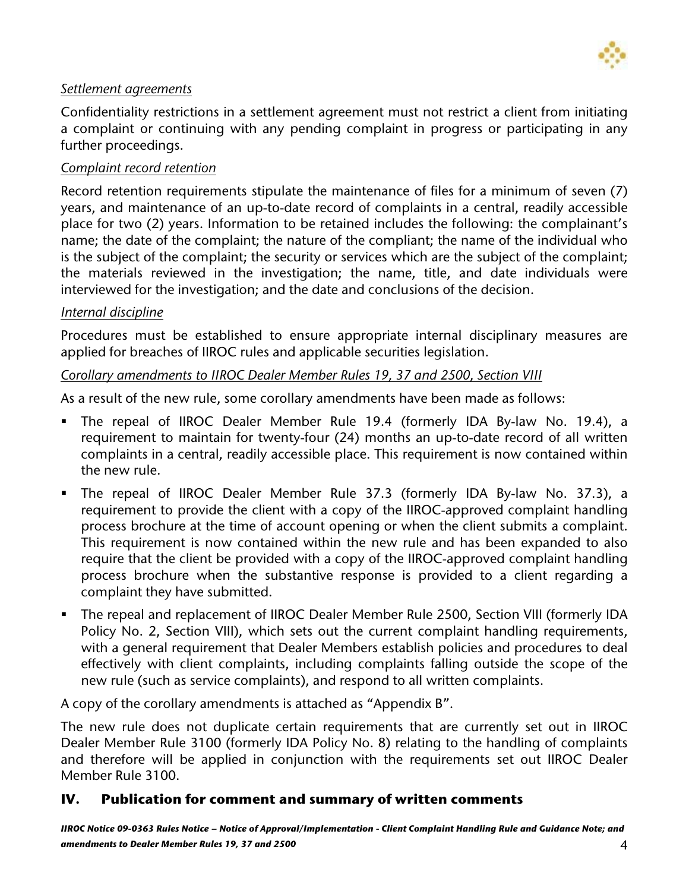*Settlement agreements*

Confidentiality restrictions in a settlement agreement must not restrict a client from initiating a complaint or continuing with any pending complaint in progress or participating in any further proceedings.

*Complaint record retention*

Record retention requirements stipulate the maintenance of files for a minimum of seven (7) years, and maintenance of an up-to-date record of complaints in a central, readily accessible place for two (2) years. Information to be retained includes the following: the complainant's name; the date of the complaint; the nature of the compliant; the name of the individual who is the subject of the complaint; the security or services which are the subject of the complaint; the materials reviewed in the investigation; the name, title, and date individuals were interviewed for the investigation; and the date and conclusions of the decision.

*Internal discipline*

Procedures must be established to ensure appropriate internal disciplinary measures are applied for breaches of IIROC rules and applicable securities legislation.

*Corollary amendments to IIROC Dealer Member Rules 19, 37 and 2500, Section VIII*

As a result of the new rule, some corollary amendments have been made as follows:

- The repeal of IIROC Dealer Member Rule 19.4 (formerly IDA By-law No. 19.4), a requirement to maintain for twenty-four (24) months an up-to-date record of all written complaints in a central, readily accessible place. This requirement is now contained within the new rule.
- The repeal of IIROC Dealer Member Rule 37.3 (formerly IDA By-law No. 37.3), a requirement to provide the client with a copy of the IIROC-approved complaint handling process brochure at the time of account opening or when the client submits a complaint. This requirement is now contained within the new rule and has been expanded to also require that the client be provided with a copy of the IIROC-approved complaint handling process brochure when the substantive response is provided to a client regarding a complaint they have submitted.
- The repeal and replacement of IIROC Dealer Member Rule 2500, Section VIII (formerly IDA Policy No. 2, Section VIII), which sets out the current complaint handling requirements, with a general requirement that Dealer Members establish policies and procedures to deal effectively with client complaints, including complaints falling outside the scope of the new rule (such as service complaints), and respond to all written complaints.

A copy of the corollary amendments is attached as "Appendix B".

The new rule does not duplicate certain requirements that are currently set out in IIROC Dealer Member Rule 3100 (formerly IDA Policy No. 8) relating to the handling of complaints and therefore will be applied in conjunction with the requirements set out IIROC Dealer Member Rule 3100.

## IV. Publication for comment and summary of written comments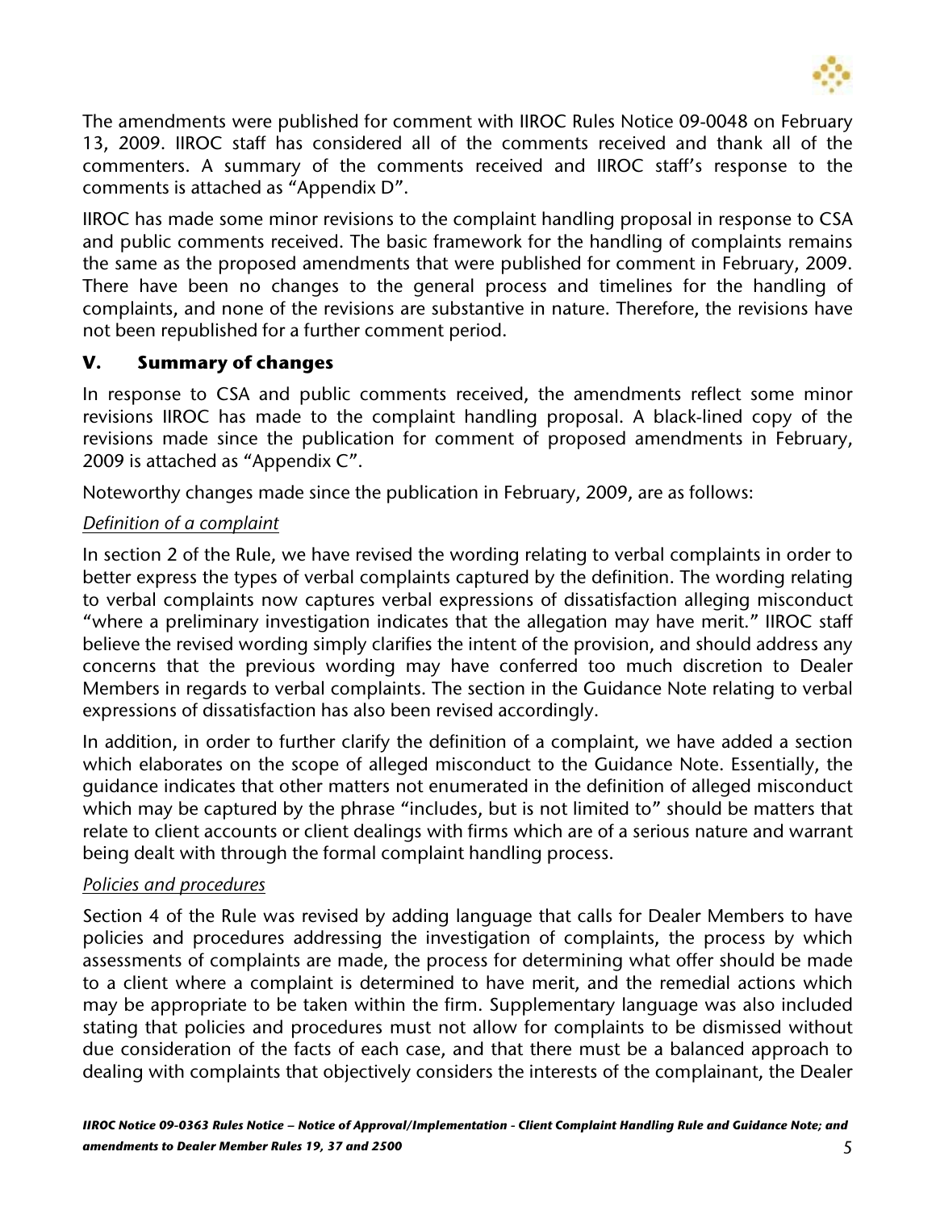The amendments were published for comment with IIROC Rules Notice 09-0048 on February 13, 2009. IIROC staff has considered all of the comments received and thank all of the commenters. A summary of the comments received and IIROC staff's response to the comments is attached as "Appendix D".

IIROC has made some minor revisions to the complaint handling proposal in response to CSA and public comments received. The basic framework for the handling of complaints remains the same as the proposed amendments that were published for comment in February, 2009. There have been no changes to the general process and timelines for the handling of complaints, and none of the revisions are substantive in nature. Therefore, the revisions have not been republished for a further comment period.

## V. Summary of changes

In response to CSA and public comments received, the amendments reflect some minor revisions IIROC has made to the complaint handling proposal. A black-lined copy of the revisions made since the publication for comment of proposed amendments in February, 2009 is attached as "Appendix C".

Noteworthy changes made since the publication in February, 2009, are as follows:

*Definition of a complaint*

In section 2 of the Rule, we have revised the wording relating to verbal complaints in order to better express the types of verbal complaints captured by the definition. The wording relating to verbal complaints now captures verbal expressions of dissatisfaction alleging misconduct "where a preliminary investigation indicates that the allegation may have merit." IIROC staff believe the revised wording simply clarifies the intent of the provision, and should address any concerns that the previous wording may have conferred too much discretion to Dealer Members in regards to verbal complaints. The section in the Guidance Note relating to verbal expressions of dissatisfaction has also been revised accordingly.

In addition, in order to further clarify the definition of a complaint, we have added a section which elaborates on the scope of alleged misconduct to the Guidance Note. Essentially, the guidance indicates that other matters not enumerated in the definition of alleged misconduct which may be captured by the phrase "includes, but is not limited to" should be matters that relate to client accounts or client dealings with firms which are of a serious nature and warrant being dealt with through the formal complaint handling process.

*Policies and procedures*

Section 4 of the Rule was revised by adding language that calls for Dealer Members to have policies and procedures addressing the investigation of complaints, the process by which assessments of complaints are made, the process for determining what offer should be made to a client where a complaint is determined to have merit, and the remedial actions which may be appropriate to be taken within the firm. Supplementary language was also included stating that policies and procedures must not allow for complaints to be dismissed without due consideration of the facts of each case, and that there must be a balanced approach to dealing with complaints that objectively considers the interests of the complainant, the Dealer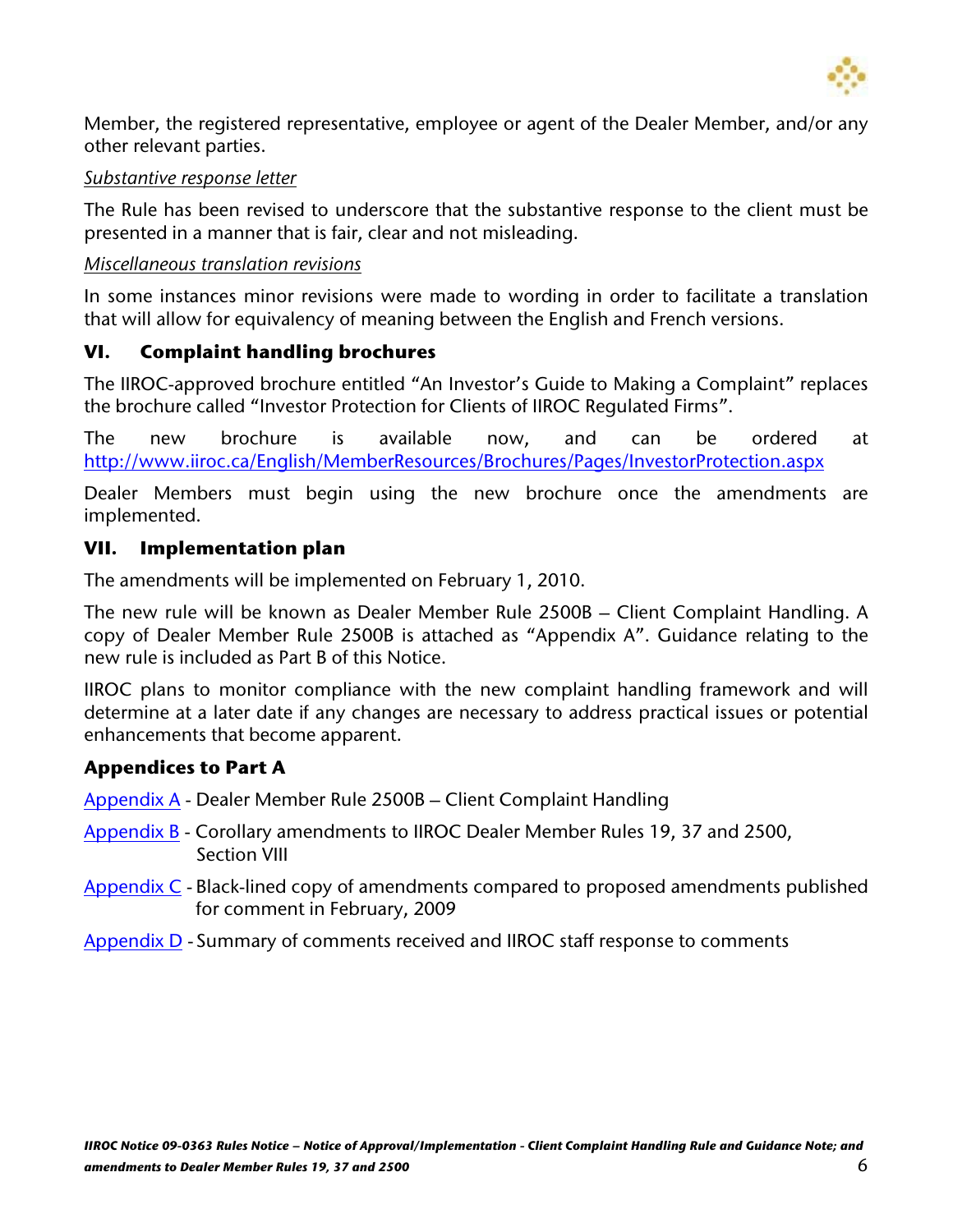Member, the registered representative, employee or agent of the Dealer Member, and/or any other relevant parties.

*Substantive response letter*

The Rule has been revised to underscore that the substantive response to the client must be presented in a manner that is fair, clear and not misleading.

*Miscellaneous translation revisions*

In some instances minor revisions were made to wording in order to facilitate a translation that will allow for equivalency of meaning between the English and French versions.

## VI. Complaint handling brochures

The IIROC-approved brochure entitled "An Investor's Guide to Making a Complaint" replaces the brochure called "Investor Protection for Clients of IIROC Regulated Firms".

The new brochure is available now, and can be ordered at http://www.iiroc.ca/English/MemberResources/Brochures/Pages/InvestorProtection.aspx

Dealer Members must begin using the new brochure once the amendments are implemented.

## VII. Implementation plan

The amendments will be implemented on February 1, 2010.

The new rule will be known as Dealer Member Rule 2500B – Client Complaint Handling. A copy of Dealer Member Rule 2500B is attached as "Appendix A". Guidance relating to the new rule is included as Part B of this Notice.

IIROC plans to monitor compliance with the new complaint handling framework and will determine at a later date if any changes are necessary to address practical issues or potential enhancements that become apparent.

### Appendices to Part A

Appendix A - Dealer Member Rule 2500B – Client Complaint Handling

Appendix B - Corollary amendments to IIROC Dealer Member Rules 19, 37 and 2500, Section VIII

Appendix C - Black-lined copy of amendments compared to proposed amendments published for comment in February, 2009

Appendix D - Summary of comments received and IIROC staff response to comments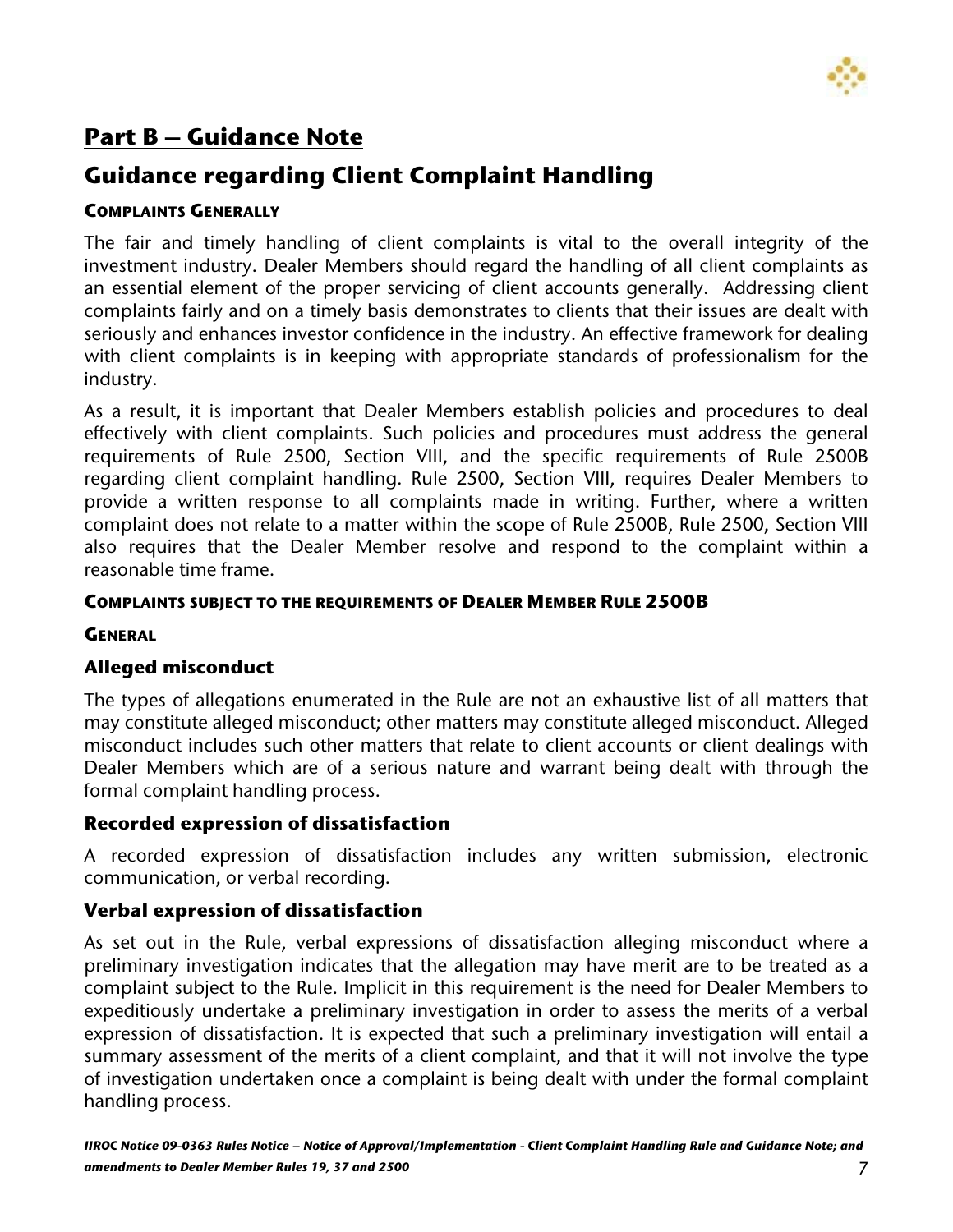## Part B – Guidance Note

# Guidance regarding Client Complaint Handling

#### COMPLAINTS GENERALLY

The fair and timely handling of client complaints is vital to the overall integrity of the investment industry. Dealer Members should regard the handling of all client complaints as an essential element of the proper servicing of client accounts generally. Addressing client complaints fairly and on a timely basis demonstrates to clients that their issues are dealt with seriously and enhances investor confidence in the industry. An effective framework for dealing with client complaints is in keeping with appropriate standards of professionalism for the industry.

As a result, it is important that Dealer Members establish policies and procedures to deal effectively with client complaints. Such policies and procedures must address the general requirements of Rule 2500, Section VIII, and the specific requirements of Rule 2500B regarding client complaint handling. Rule 2500, Section VIII, requires Dealer Members to provide a written response to all complaints made in writing. Further, where a written complaint does not relate to a matter within the scope of Rule 2500B, Rule 2500, Section VIII also requires that the Dealer Member resolve and respond to the complaint within a reasonable time frame.

#### COMPLAINTS SUBJECT TO THE REQUIREMENTS OF DEALER MEMBER RULE 2500B

#### GENERAL

### Alleged misconduct

The types of allegations enumerated in the Rule are not an exhaustive list of all matters that may constitute alleged misconduct; other matters may constitute alleged misconduct. Alleged misconduct includes such other matters that relate to client accounts or client dealings with Dealer Members which are of a serious nature and warrant being dealt with through the formal complaint handling process.

### Recorded expression of dissatisfaction

A recorded expression of dissatisfaction includes any written submission, electronic communication, or verbal recording.

### Verbal expression of dissatisfaction

As set out in the Rule, verbal expressions of dissatisfaction alleging misconduct where a preliminary investigation indicates that the allegation may have merit are to be treated as a complaint subject to the Rule. Implicit in this requirement is the need for Dealer Members to expeditiously undertake a preliminary investigation in order to assess the merits of a verbal expression of dissatisfaction. It is expected that such a preliminary investigation will entail a summary assessment of the merits of a client complaint, and that it will not involve the type of investigation undertaken once a complaint is being dealt with under the formal complaint handling process.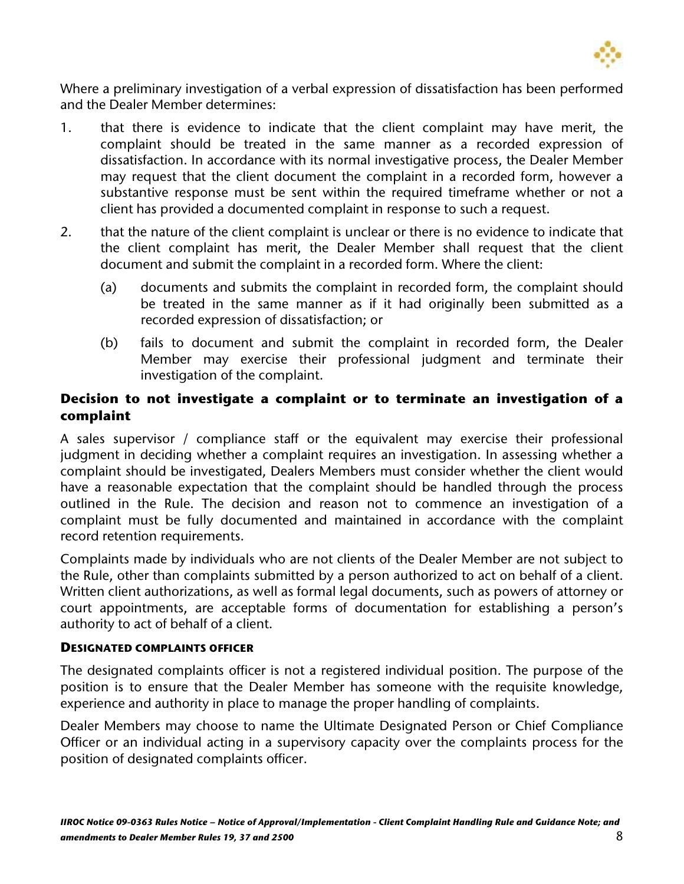Where a preliminary investigation of a verbal expression of dissatisfaction has been performed and the Dealer Member determines:

1. that there is evidence to indicate that the client complaint may have merit, the complaint should be treated in the same manner as a recorded expression of dissatisfaction. In accordance with its normal investigative process, the Dealer Member may request that the client document the complaint in a recorded form, however a substantive response must be sent within the required timeframe whether or not a client has provided a documented complaint in response to such a request.

2. that the nature of the client complaint is unclear or there is no evidence to indicate that the client complaint has merit, the Dealer Member shall request that the client document and submit the complaint in a recorded form. Where the client:

   (a) documents and submits the complaint in recorded form, the complaint should be treated in the same manner as if it had originally been submitted as a recorded expression of dissatisfaction; or

   (b) fails to document and submit the complaint in recorded form, the Dealer Member may exercise their professional judgment and terminate their investigation of the complaint.

### Decision to not investigate a complaint or to terminate an investigation of a complaint

A sales supervisor / compliance staff or the equivalent may exercise their professional judgment in deciding whether a complaint requires an investigation. In assessing whether a complaint should be investigated, Dealers Members must consider whether the client would have a reasonable expectation that the complaint should be handled through the process outlined in the Rule. The decision and reason not to commence an investigation of a complaint must be fully documented and maintained in accordance with the complaint record retention requirements.

Complaints made by individuals who are not clients of the Dealer Member are not subject to the Rule, other than complaints submitted by a person authorized to act on behalf of a client. Written client authorizations, as well as formal legal documents, such as powers of attorney or court appointments, are acceptable forms of documentation for establishing a person's authority to act of behalf of a client.

#### DESIGNATED COMPLAINTS OFFICER

The designated complaints officer is not a registered individual position. The purpose of the position is to ensure that the Dealer Member has someone with the requisite knowledge, experience and authority in place to manage the proper handling of complaints.

Dealer Members may choose to name the Ultimate Designated Person or Chief Compliance Officer or an individual acting in a supervisory capacity over the complaints process for the position of designated complaints officer.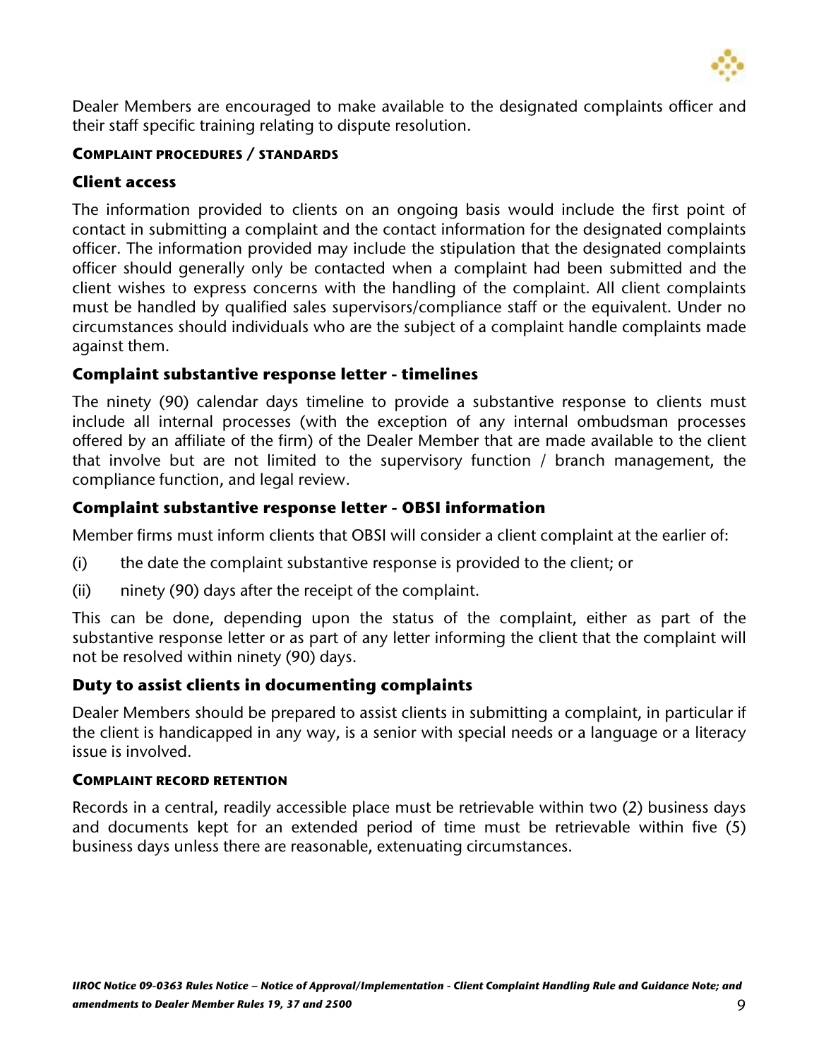Dealer Members are encouraged to make available to the designated complaints officer and their staff specific training relating to dispute resolution.

#### COMPLAINT PROCEDURES / STANDARDS

### Client access

The information provided to clients on an ongoing basis would include the first point of contact in submitting a complaint and the contact information for the designated complaints officer. The information provided may include the stipulation that the designated complaints officer should generally only be contacted when a complaint had been submitted and the client wishes to express concerns with the handling of the complaint. All client complaints must be handled by qualified sales supervisors/compliance staff or the equivalent. Under no circumstances should individuals who are the subject of a complaint handle complaints made against them.

### Complaint substantive response letter - timelines

The ninety (90) calendar days timeline to provide a substantive response to clients must include all internal processes (with the exception of any internal ombudsman processes offered by an affiliate of the firm) of the Dealer Member that are made available to the client that involve but are not limited to the supervisory function / branch management, the compliance function, and legal review.

### Complaint substantive response letter - OBSI information

Member firms must inform clients that OBSI will consider a client complaint at the earlier of:

(i) the date the complaint substantive response is provided to the client; or

(ii) ninety (90) days after the receipt of the complaint.

This can be done, depending upon the status of the complaint, either as part of the substantive response letter or as part of any letter informing the client that the complaint will not be resolved within ninety (90) days.

### Duty to assist clients in documenting complaints

Dealer Members should be prepared to assist clients in submitting a complaint, in particular if the client is handicapped in any way, is a senior with special needs or a language or a literacy issue is involved.

#### COMPLAINT RECORD RETENTION

Records in a central, readily accessible place must be retrievable within two (2) business days and documents kept for an extended period of time must be retrievable within five (5) business days unless there are reasonable, extenuating circumstances.